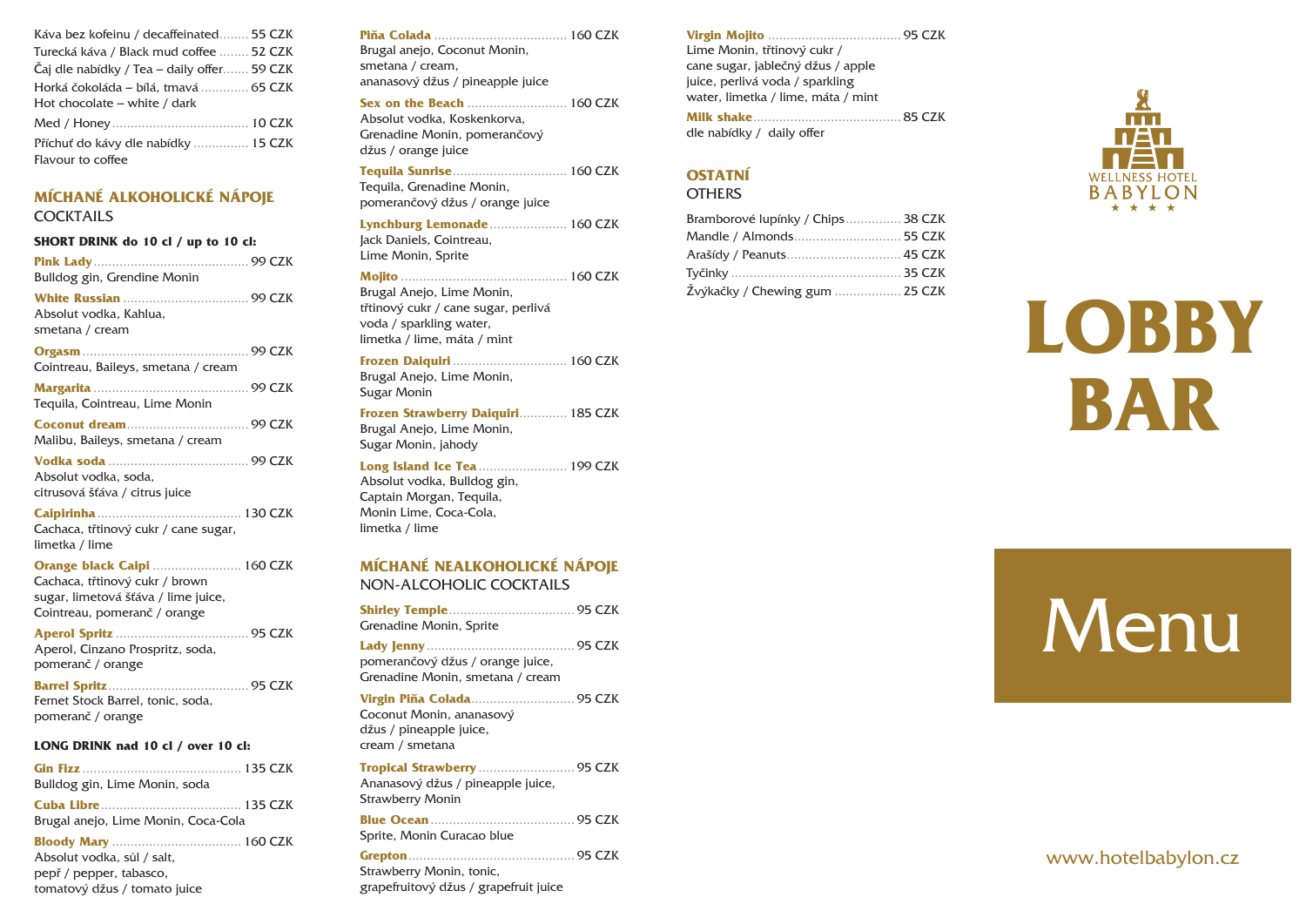Káva bez kofeinu / decaffeinated ........ 55 CZK

Turecká káva / Black mud coffee ........ 52 CZK

Čaj dle nabídky / Tea – daily offer ....... 59 CZK

Horká čokoláda – bílá, tmavá ............ 65 CZK
Hot chocolate – white / dark

Med / Honey ..................................... 10 CZK

Příchuť do kávy dle nabídky ............... 15 CZK
Flavour to coffee

## MÍCHANÉ ALKOHOLICKÉ NÁPOJE
COCKTAILS

**SHORT DRINK do 10 cl / up to 10 cl:**

**Pink Lady** .......................................... 99 CZK
Bulldog gin, Grendine Monin

**White Russian** .................................. 99 CZK
Absolut vodka, Kahlua,
smetana / cream

**Orgasm** ............................................. 99 CZK
Cointreau, Baileys, smetana / cream

**Margarita** .......................................... 99 CZK
Tequila, Cointreau, Lime Monin

**Coconut dream** ................................. 99 CZK
Malibu, Baileys, smetana / cream

**Vodka soda** ...................................... 99 CZK
Absolut vodka, soda,
citrusová šťáva / citrus juice

**Caipirinha** ....................................... 130 CZK
Cachaca, třtinový cukr / cane sugar,
limetka / lime

**Orange black Caipi** ........................ 160 CZK
Cachaca, třtinový cukr / brown
sugar, limetová šťáva / lime juice,
Cointreau, pomeranč / orange

**Aperol Spritz** .................................... 95 CZK
Aperol, Cinzano Prospritz, soda,
pomeranč / orange

**Barrel Spritz** ..................................... 95 CZK
Fernet Stock Barrel, tonic, soda,
pomeranč / orange

**LONG DRINK nad 10 cl / over 10 cl:**

**Gin Fizz** ........................................... 135 CZK
Bulldog gin, Lime Monin, soda

**Cuba Libre** ...................................... 135 CZK
Brugal anejo, Lime Monin, Coca-Cola

**Bloody Mary** ................................... 160 CZK
Absolut vodka, sůl / salt,
pepř / pepper, tabasco,
tomatový džus / tomato juice

**Piña Colada** .................................... 160 CZK
Brugal anejo, Coconut Monin,
smetana / cream,
ananasový džus / pineapple juice

**Sex on the Beach** ........................... 160 CZK
Absolut vodka, Koskenkorva,
Grenadine Monin, pomerančový
džus / orange juice

**Tequila Sunrise** ............................... 160 CZK
Tequila, Grenadine Monin,
pomerančový džus / orange juice

**Lynchburg Lemonade** ..................... 160 CZK
Jack Daniels, Cointreau,
Lime Monin, Sprite

**Mojito** ............................................. 160 CZK
Brugal Anejo, Lime Monin,
třtinový cukr / cane sugar, perlivá
voda / sparkling water,
limetka / lime, máta / mint

**Frozen Daiquiri** ............................... 160 CZK
Brugal Anejo, Lime Monin,
Sugar Monin

**Frozen Strawberry Daiquiri** ............ 185 CZK
Brugal Anejo, Lime Monin,
Sugar Monin, jahody

**Long Island Ice Tea** ........................ 199 CZK
Absolut vodka, Bulldog gin,
Captain Morgan, Tequila,
Monin Lime, Coca-Cola,
limetka / lime

## MÍCHANÉ NEALKOHOLICKÉ NÁPOJE
NON-ALCOHOLIC COCKTAILS

**Shirley Temple** .................................. 95 CZK
Grenadine Monin, Sprite

**Lady Jenny** ........................................ 95 CZK
pomerančový džus / orange juice,
Grenadine Monin, smetana / cream

**Virgin Piña Colada** ............................ 95 CZK
Coconut Monin, ananasový
džus / pineapple juice,
cream / smetana

**Tropical Strawberry** .......................... 95 CZK
Ananasový džus / pineapple juice,
Strawberry Monin

**Blue Ocean** ....................................... 95 CZK
Sprite, Monin Curacao blue

**Grepton** ............................................. 95 CZK
Strawberry Monin, tonic,
grapefruitový džus / grapefruit juice

**Virgin Mojito** .................................... 95 CZK
Lime Monin, třtinový cukr /
cane sugar, jablečný džus / apple
juice, perlivá voda / sparkling
water, limetka / lime, máta / mint

**Milk shake** ......................................... 85 CZK
dle nabídky / daily offer

## OSTATNÍ
OTHERS

Bramborové lupínky / Chips ............... 38 CZK

Mandle / Almonds ............................. 55 CZK

Arašídy / Peanuts ............................... 45 CZK

Tyčinky .............................................. 35 CZK

Žvýkačky / Chewing gum .................. 25 CZK

WELLNESS HOTEL BABYLON ★★★★

# LOBBY BAR

# Menu

www.hotelbabylon.cz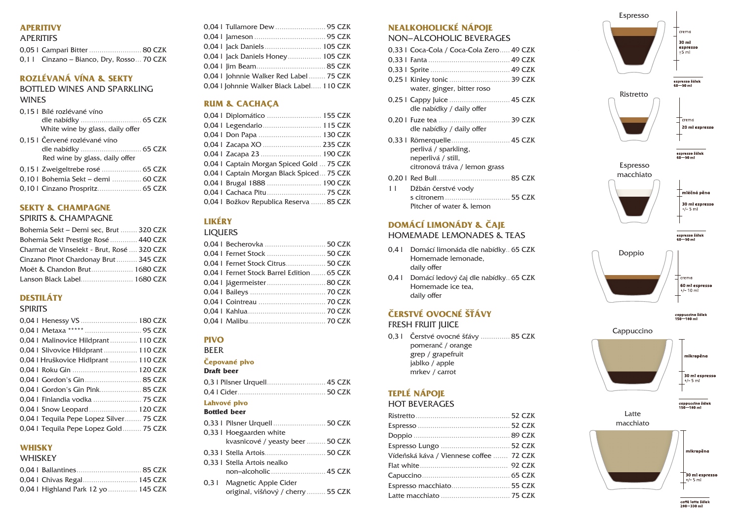## APERITIVY
### APERITIFS

0,05 l Campari Bitter ......................... 80 CZK
0,1 l Cinzano – Bianco, Dry, Rosso... 70 CZK

## ROZLÉVANÁ VÍNA & SEKTY
### BOTTLED WINES AND SPARKLING WINES

0,15 l Bílé rozlévané víno dle nabídky ............................ 65 CZK
White wine by glass, daily offer

0,15 l Červené rozlévané víno dle nabídky ............................ 65 CZK
Red wine by glass, daily offer

0,15 l Zweigeltrebe rosé .................. 65 CZK
0,10 l Bohemia Sekt – demi ............. 60 CZK
0,10 l Cinzano Prosprritz..................... 65 CZK

## SEKTY & CHAMPAGNE
### SPIRITS & CHAMPAGNE

Bohemia Sekt – Demi sec, Brut ........ 320 CZK
Bohemia Sekt Prestige Rosé............. 440 CZK
Charmat de Vinselekt - Brut, Rosé .... 320 CZK
Cinzano Pinot Chardonay Brut.......... 345 CZK
Moët & Chandon Brut.................... 1680 CZK
Lanson Black Label........................ 1680 CZK

## DESTILÁTY
### SPIRITS

0,04 l Henessy VS .......................... 180 CZK
0,04 l Metaxa ***** .......................... 95 CZK
0,04 l Malinovice Hildprant............. 110 CZK
0,04 l Slivovice Hildprant ................ 110 CZK
0,04 l Hruškovice Hidlprant ............. 110 CZK
0,04 l Roku Gin ............................... 120 CZK
0,04 l Gordon's Gin.......................... 85 CZK
0,04 l Gordon's Gin Pink................... 85 CZK
0,04 l Finlandia vodka ...................... 75 CZK
0,04 l Snow Leopard....................... 120 CZK
0,04 l Tequila Pepe Lopez Silver........ 75 CZK
0,04 l Tequila Pepe Lopez Gold......... 75 CZK

## WHISKY
### WHISKEY

0,04 l Ballantines.............................. 85 CZK
0,04 l Chivas Regal.......................... 145 CZK
0,04 l Highland Park 12 yo.............. 145 CZK
0,04 l Tullamore Dew ....................... 95 CZK
0,04 l Jameson ................................. 95 CZK
0,04 l Jack Daniels .......................... 105 CZK
0,04 l Jack Daniels Honey................ 105 CZK
0,04 l Jim Beam................................ 85 CZK
0,04 l Johnnie Walker Red Label ........ 75 CZK
0,04 l Johnnie Walker Black Label..... 110 CZK

## RUM & CACHAÇA

0,04 l Diplomático .......................... 155 CZK
0,04 l Legendario........................... 115 CZK
0,04 l Don Papa ............................. 130 CZK
0,04 l Zacapa XO ........................... 235 CZK
0,04 l Zacapa 23 ............................ 190 CZK
0,04 l Captain Morgan Spiced Gold ... 75 CZK
0,04 l Captain Morgan Black Spiced... 75 CZK
0,04 l Brugal 1888 ......................... 190 CZK
0,04 l Cachaca Pitu........................... 75 CZK
0,04 l Božkov Republica Reserva ....... 85 CZK

## LIKÉRY
### LIQUERS

0,04 l Becherovka ............................ 50 CZK
0,04 l Fernet Stock ........................... 50 CZK
0,04 l Fernet Stock Citrus.................. 50 CZK
0,04 l Fernet Stock Barrel Edition....... 65 CZK
0,04 l Jägermeister........................... 80 CZK
0,04 l Baileys .................................. 70 CZK
0,04 l Cointreau ............................... 70 CZK
0,04 l Kahlua.................................... 70 CZK
0,04 l Malibu.................................... 70 CZK

## PIVO
### BEER

**Čepované pivo**
**Draft beer**

0,3 l Pilsner Urquell............................ 45 CZK
0,4 l Cider.......................................... 50 CZK

**Lahvové pivo**
**Bottled beer**

0,33 l Pilsner Urquell ........................ 50 CZK
0,33 l Hoegaarden white kvasnicové / yeasty beer ......... 50 CZK
0,33 l Stella Artois............................ 50 CZK
0,33 l Stella Artois nealko non–alcoholic.......................... 45 CZK
0,3 l Magnetic Apple Cider original, višňový / cherry ......... 55 CZK

## NEALKOHOLICKÉ NÁPOJE
### NON–ALCOHOLIC BEVERAGES

0,33 l Coca-Cola / Coca-Cola Zero..... 49 CZK
0,33 l Fanta ...................................... 49 CZK
0,33 l Sprite ...................................... 49 CZK
0,25 l Kinley tonic ............................ 39 CZK
water, ginger, bitter roso
0,25 l Cappy Juice ............................ 45 CZK
dle nabídky / daily offer
0,20 l Fuze tea ................................. 39 CZK
dle nabídky / daily offer
0,33 l Römerquelle........................... 45 CZK
perlivá / sparkling,
neperlivá / still,
citronová tráva / lemon grass
0,20 l Red Bull.................................. 85 CZK
1 l Džbán čerstvé vody s citronem ............................... 55 CZK
Pitcher of water & lemon

## DOMÁCÍ LIMONÁDY & ČAJE
### HOMEMADE LEMONADES & TEAS

0,4 l Domácí limonáda dle nabídky.. 65 CZK
Homemade lemonade, daily offer

0,4 l Domácí ledový čaj dle nabídky.. 65 CZK
Homemade ice tea, daily offer

## ČERSTVÉ OVOCNÉ ŠŤÁVY
### FRESH FRUIT JUICE

0,3 l Čerstvé ovocné šťávy ............. 85 CZK
pomeranč / orange
grep / grapefruit
jablko / apple
mrkev / carrot

## TEPLÉ NÁPOJE
### HOT BEVERAGES

Ristretto............................................ 52 CZK
Espresso ........................................... 52 CZK
Doppio .............................................. 89 CZK
Espresso Lungo ................................ 52 CZK
Vídeňská káva / Viennese coffee ....... 72 CZK
Flat white.......................................... 92 CZK
Capuccino.......................................... 65 CZK
Espresso macchiato........................... 55 CZK
Latte macchiato ................................ 75 CZK

Espresso
crema
30 ml espresso ±5 ml
espresso šálek 60—90 ml

Ristretto
crema
20 ml espresso
espresso šálek 60—90 ml

Espresso macchiato
mléčná pěna
30 ml espresso +/- 5 ml
espresso šálek 60—90 ml

Doppio
crema
60 ml espresso +/- 10 ml
cappuccino šálek 150—180 ml

Cappuccino
mikropěna
30 ml espresso +/- 5 ml
cappuccino šálek 150—180 ml

Latte macchiato
mikropěna
30 ml espresso +/- 5 ml
caffè latte šálek 280—330 ml